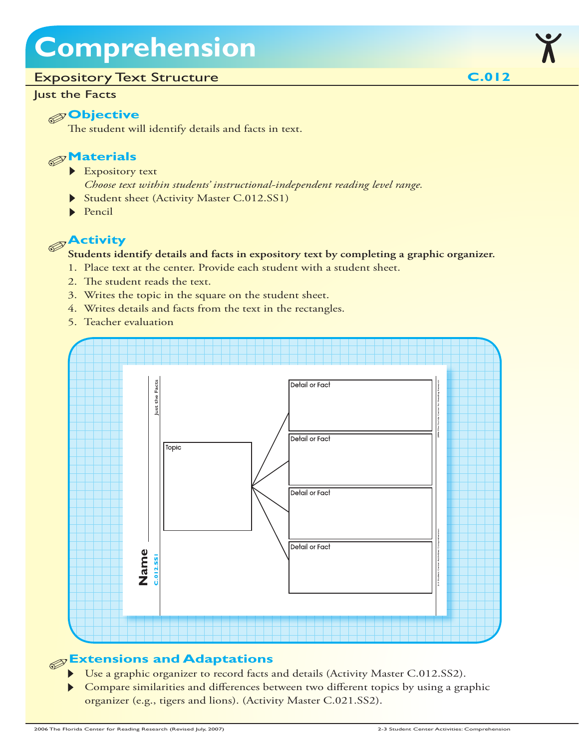# Comprehension

## Expository Text Structure

**C.012**

### Just the Facts

#### Objective

The student will identify details and facts in text.

#### Materials

- Expository text
  *Choose text within students' instructional-independent reading level range.*
- Student sheet (Activity Master C.012.SS1)
- Pencil

#### Activity

**Students identify details and facts in expository text by completing a graphic organizer.**

1. Place text at the center. Provide each student with a student sheet.
2. The student reads the text.
3. Writes the topic in the square on the student sheet.
4. Writes details and facts from the text in the rectangles.
5. Teacher evaluation

Just the Facts

Name ______

C.012.SS1

Topic

Detail or Fact

Detail or Fact

Detail or Fact

Detail or Fact

#### Extensions and Adaptations

- Use a graphic organizer to record facts and details (Activity Master C.012.SS2).
- Compare similarities and differences between two different topics by using a graphic organizer (e.g., tigers and lions). (Activity Master C.021.SS2).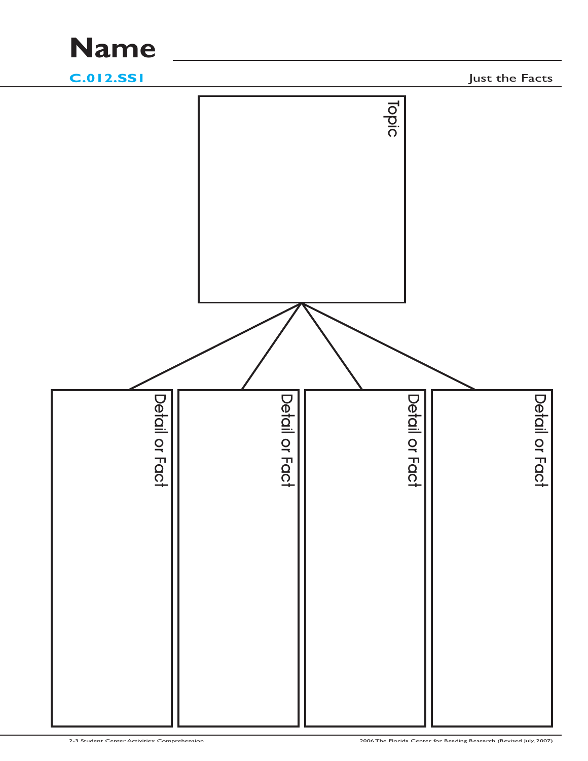# Name ___________________________

**C.012.SS1** Just the Facts

Topic

Detail or Fact

Detail or Fact

Detail or Fact

Detail or Fact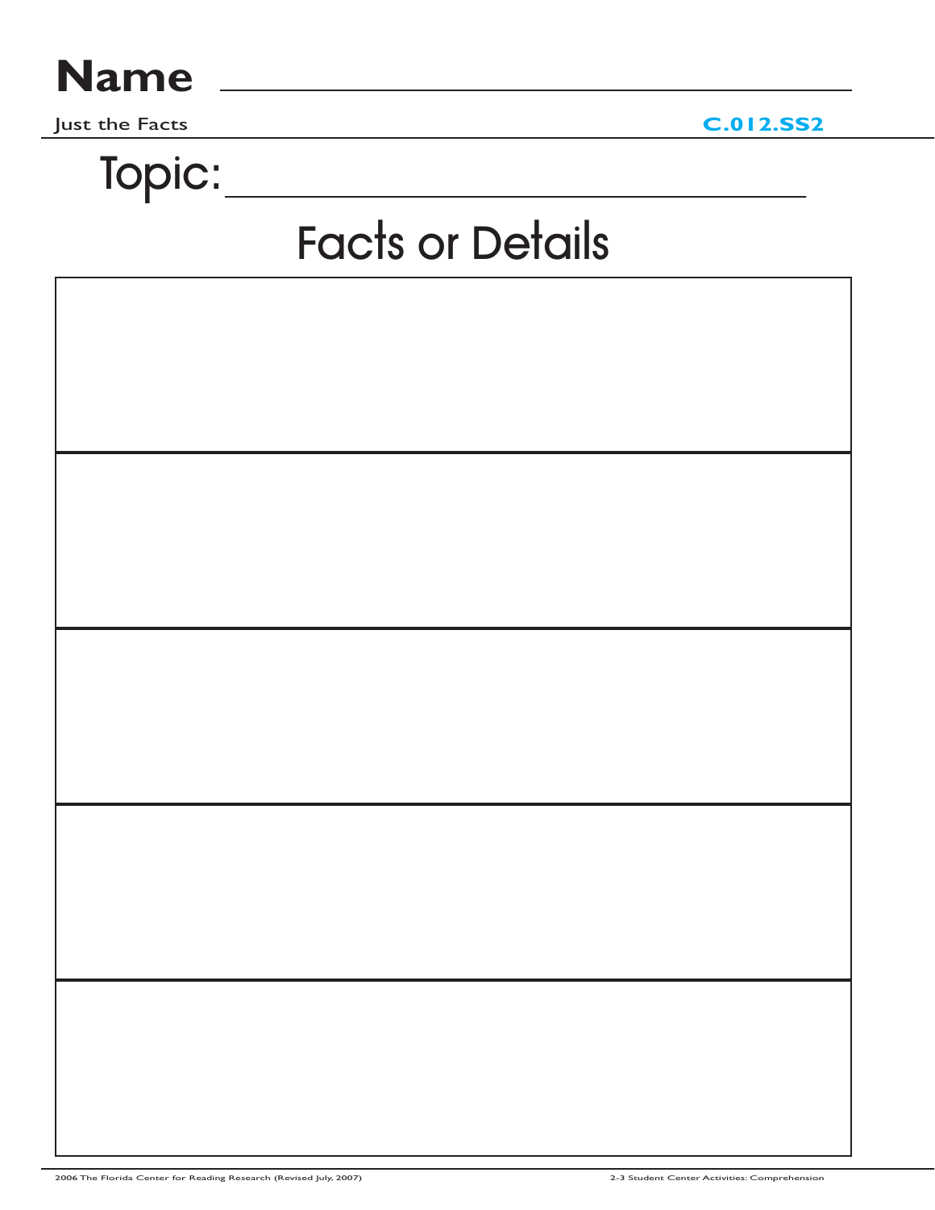# Name ______________________________

Just the Facts

C.012.SS2

## Topic: ______________________________

## Facts or Details

| |
|---|
| |
| |
| |
| |
| |